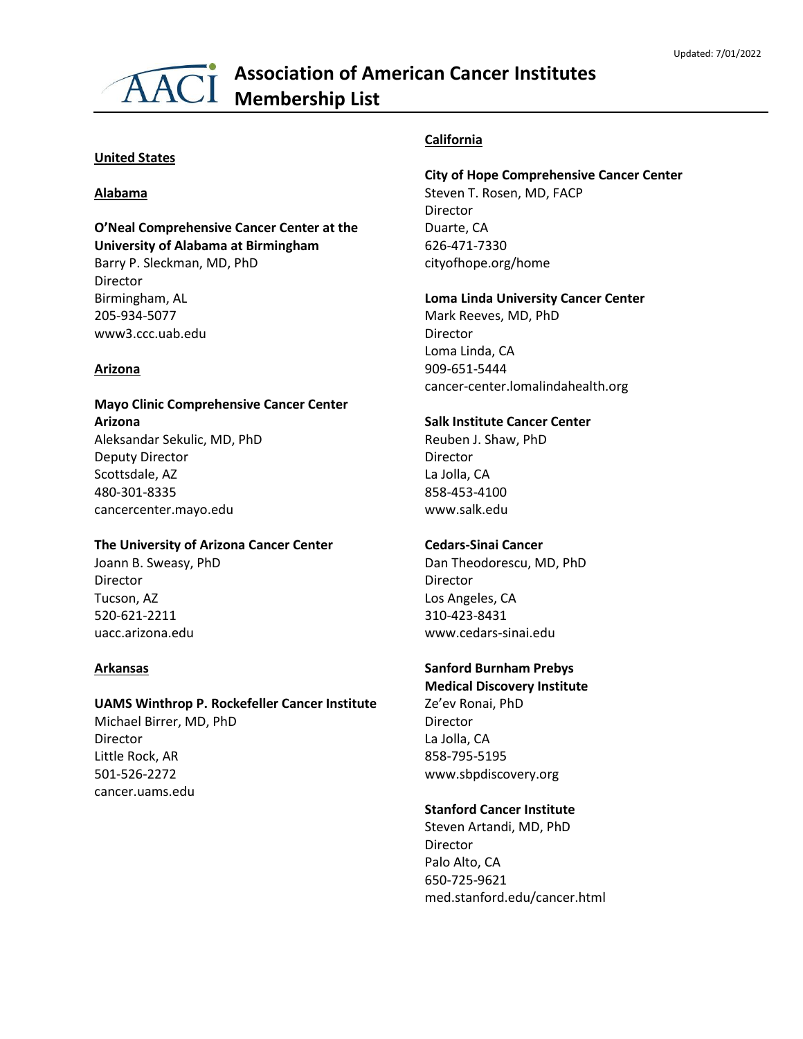Updated: 7/01/2022

# Association of American Cancer Institutes Membership List

## United States

### Alabama

**O'Neal Comprehensive Cancer Center at the University of Alabama at Birmingham**
Barry P. Sleckman, MD, PhD
Director
Birmingham, AL
205-934-5077
www3.ccc.uab.edu

### Arizona

**Mayo Clinic Comprehensive Cancer Center Arizona**
Aleksandar Sekulic, MD, PhD
Deputy Director
Scottsdale, AZ
480-301-8335
cancercenter.mayo.edu

**The University of Arizona Cancer Center**
Joann B. Sweasy, PhD
Director
Tucson, AZ
520-621-2211
uacc.arizona.edu

### Arkansas

**UAMS Winthrop P. Rockefeller Cancer Institute**
Michael Birrer, MD, PhD
Director
Little Rock, AR
501-526-2272
cancer.uams.edu

### California

**City of Hope Comprehensive Cancer Center**
Steven T. Rosen, MD, FACP
Director
Duarte, CA
626-471-7330
cityofhope.org/home

**Loma Linda University Cancer Center**
Mark Reeves, MD, PhD
Director
Loma Linda, CA
909-651-5444
cancer-center.lomalindahealth.org

**Salk Institute Cancer Center**
Reuben J. Shaw, PhD
Director
La Jolla, CA
858-453-4100
www.salk.edu

**Cedars-Sinai Cancer**
Dan Theodorescu, MD, PhD
Director
Los Angeles, CA
310-423-8431
www.cedars-sinai.edu

**Sanford Burnham Prebys Medical Discovery Institute**
Ze'ev Ronai, PhD
Director
La Jolla, CA
858-795-5195
www.sbpdiscovery.org

**Stanford Cancer Institute**
Steven Artandi, MD, PhD
Director
Palo Alto, CA
650-725-9621
med.stanford.edu/cancer.html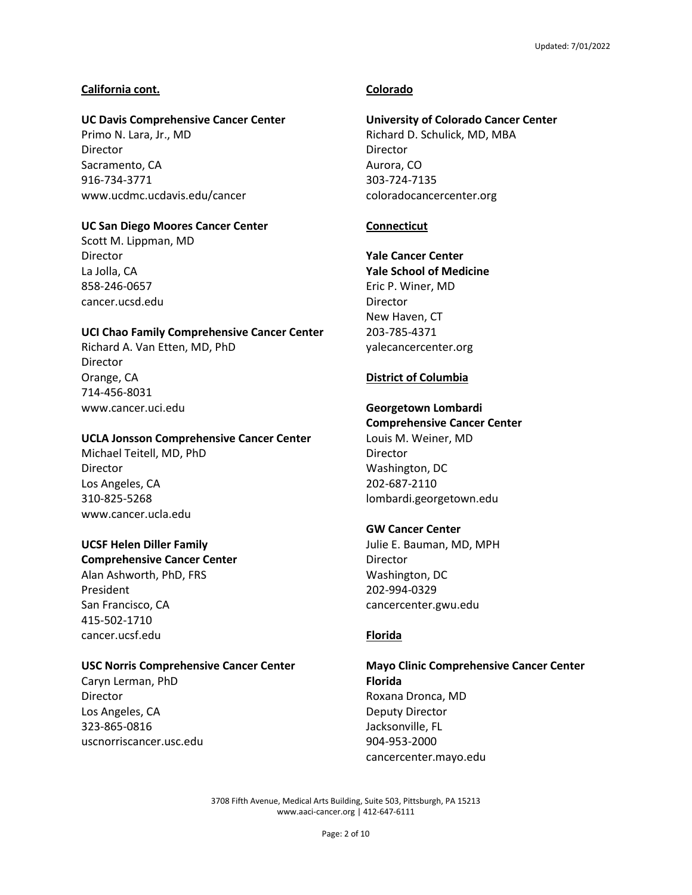## California cont.

**UC Davis Comprehensive Cancer Center**
Primo N. Lara, Jr., MD
Director
Sacramento, CA
916-734-3771
www.ucdmc.ucdavis.edu/cancer

**UC San Diego Moores Cancer Center**
Scott M. Lippman, MD
Director
La Jolla, CA
858-246-0657
cancer.ucsd.edu

**UCI Chao Family Comprehensive Cancer Center**
Richard A. Van Etten, MD, PhD
Director
Orange, CA
714-456-8031
www.cancer.uci.edu

**UCLA Jonsson Comprehensive Cancer Center**
Michael Teitell, MD, PhD
Director
Los Angeles, CA
310-825-5268
www.cancer.ucla.edu

**UCSF Helen Diller Family Comprehensive Cancer Center**
Alan Ashworth, PhD, FRS
President
San Francisco, CA
415-502-1710
cancer.ucsf.edu

**USC Norris Comprehensive Cancer Center**
Caryn Lerman, PhD
Director
Los Angeles, CA
323-865-0816
uscnorriscancer.usc.edu

## Colorado

**University of Colorado Cancer Center**
Richard D. Schulick, MD, MBA
Director
Aurora, CO
303-724-7135
coloradocancercenter.org

## Connecticut

**Yale Cancer Center**
**Yale School of Medicine**
Eric P. Winer, MD
Director
New Haven, CT
203-785-4371
yalecancercenter.org

## District of Columbia

**Georgetown Lombardi Comprehensive Cancer Center**
Louis M. Weiner, MD
Director
Washington, DC
202-687-2110
lombardi.georgetown.edu

**GW Cancer Center**
Julie E. Bauman, MD, MPH
Director
Washington, DC
202-994-0329
cancercenter.gwu.edu

## Florida

**Mayo Clinic Comprehensive Cancer Center Florida**
Roxana Dronca, MD
Deputy Director
Jacksonville, FL
904-953-2000
cancercenter.mayo.edu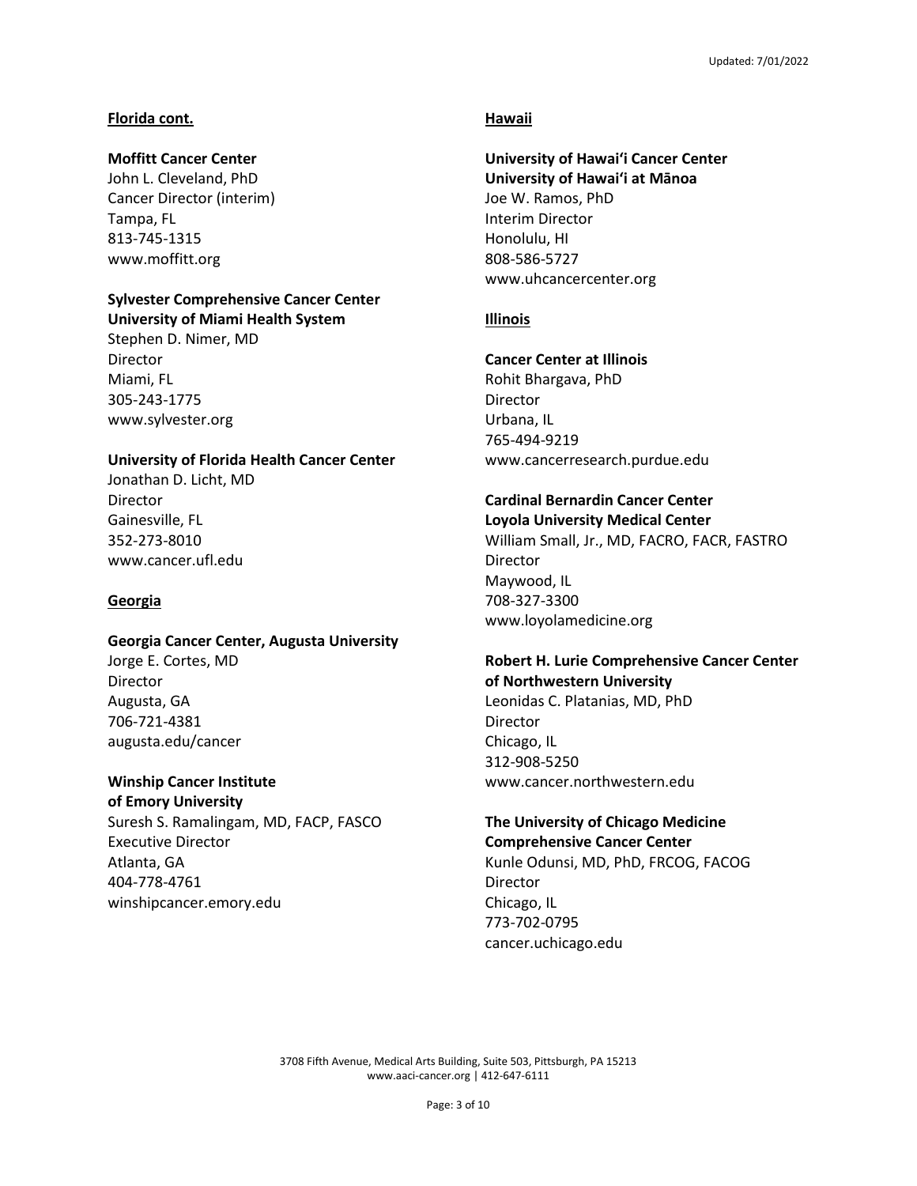**Florida cont.**

**Moffitt Cancer Center**
John L. Cleveland, PhD
Cancer Director (interim)
Tampa, FL
813-745-1315
www.moffitt.org

**Sylvester Comprehensive Cancer Center**
**University of Miami Health System**
Stephen D. Nimer, MD
Director
Miami, FL
305-243-1775
www.sylvester.org

**University of Florida Health Cancer Center**
Jonathan D. Licht, MD
Director
Gainesville, FL
352-273-8010
www.cancer.ufl.edu

**Georgia**

**Georgia Cancer Center, Augusta University**
Jorge E. Cortes, MD
Director
Augusta, GA
706-721-4381
augusta.edu/cancer

**Winship Cancer Institute**
**of Emory University**
Suresh S. Ramalingam, MD, FACP, FASCO
Executive Director
Atlanta, GA
404-778-4761
winshipcancer.emory.edu

**Hawaii**

**University of Hawaiʻi Cancer Center**
**University of Hawaiʻi at Mānoa**
Joe W. Ramos, PhD
Interim Director
Honolulu, HI
808-586-5727
www.uhcancercenter.org

**Illinois**

**Cancer Center at Illinois**
Rohit Bhargava, PhD
Director
Urbana, IL
765-494-9219
www.cancerresearch.purdue.edu

**Cardinal Bernardin Cancer Center**
**Loyola University Medical Center**
William Small, Jr., MD, FACRO, FACR, FASTRO
Director
Maywood, IL
708-327-3300
www.loyolamedicine.org

**Robert H. Lurie Comprehensive Cancer Center**
**of Northwestern University**
Leonidas C. Platanias, MD, PhD
Director
Chicago, IL
312-908-5250
www.cancer.northwestern.edu

**The University of Chicago Medicine**
**Comprehensive Cancer Center**
Kunle Odunsi, MD, PhD, FRCOG, FACOG
Director
Chicago, IL
773-702-0795
cancer.uchicago.edu

3708 Fifth Avenue, Medical Arts Building, Suite 503, Pittsburgh, PA 15213
www.aaci-cancer.org | 412-647-6111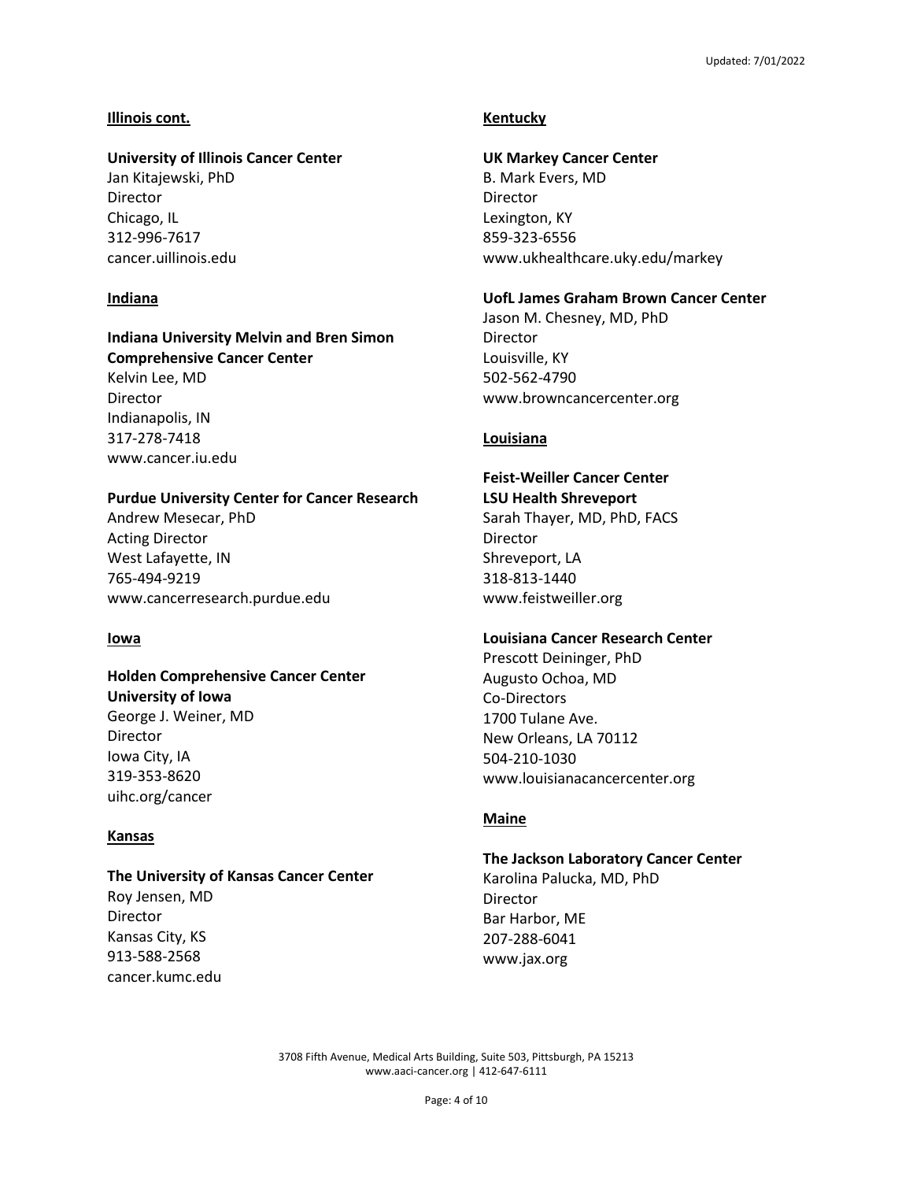## Illinois cont.

**University of Illinois Cancer Center**
Jan Kitajewski, PhD
Director
Chicago, IL
312-996-7617
cancer.uillinois.edu

## Indiana

**Indiana University Melvin and Bren Simon Comprehensive Cancer Center**
Kelvin Lee, MD
Director
Indianapolis, IN
317-278-7418
www.cancer.iu.edu

**Purdue University Center for Cancer Research**
Andrew Mesecar, PhD
Acting Director
West Lafayette, IN
765-494-9219
www.cancerresearch.purdue.edu

## Iowa

**Holden Comprehensive Cancer Center University of Iowa**
George J. Weiner, MD
Director
Iowa City, IA
319-353-8620
uihc.org/cancer

## Kansas

**The University of Kansas Cancer Center**
Roy Jensen, MD
Director
Kansas City, KS
913-588-2568
cancer.kumc.edu

## Kentucky

**UK Markey Cancer Center**
B. Mark Evers, MD
Director
Lexington, KY
859-323-6556
www.ukhealthcare.uky.edu/markey

**UofL James Graham Brown Cancer Center**
Jason M. Chesney, MD, PhD
Director
Louisville, KY
502-562-4790
www.browncancercenter.org

## Louisiana

**Feist-Weiller Cancer Center LSU Health Shreveport**
Sarah Thayer, MD, PhD, FACS
Director
Shreveport, LA
318-813-1440
www.feistweiller.org

**Louisiana Cancer Research Center**
Prescott Deininger, PhD
Augusto Ochoa, MD
Co-Directors
1700 Tulane Ave.
New Orleans, LA 70112
504-210-1030
www.louisianacancercenter.org

## Maine

**The Jackson Laboratory Cancer Center**
Karolina Palucka, MD, PhD
Director
Bar Harbor, ME
207-288-6041
www.jax.org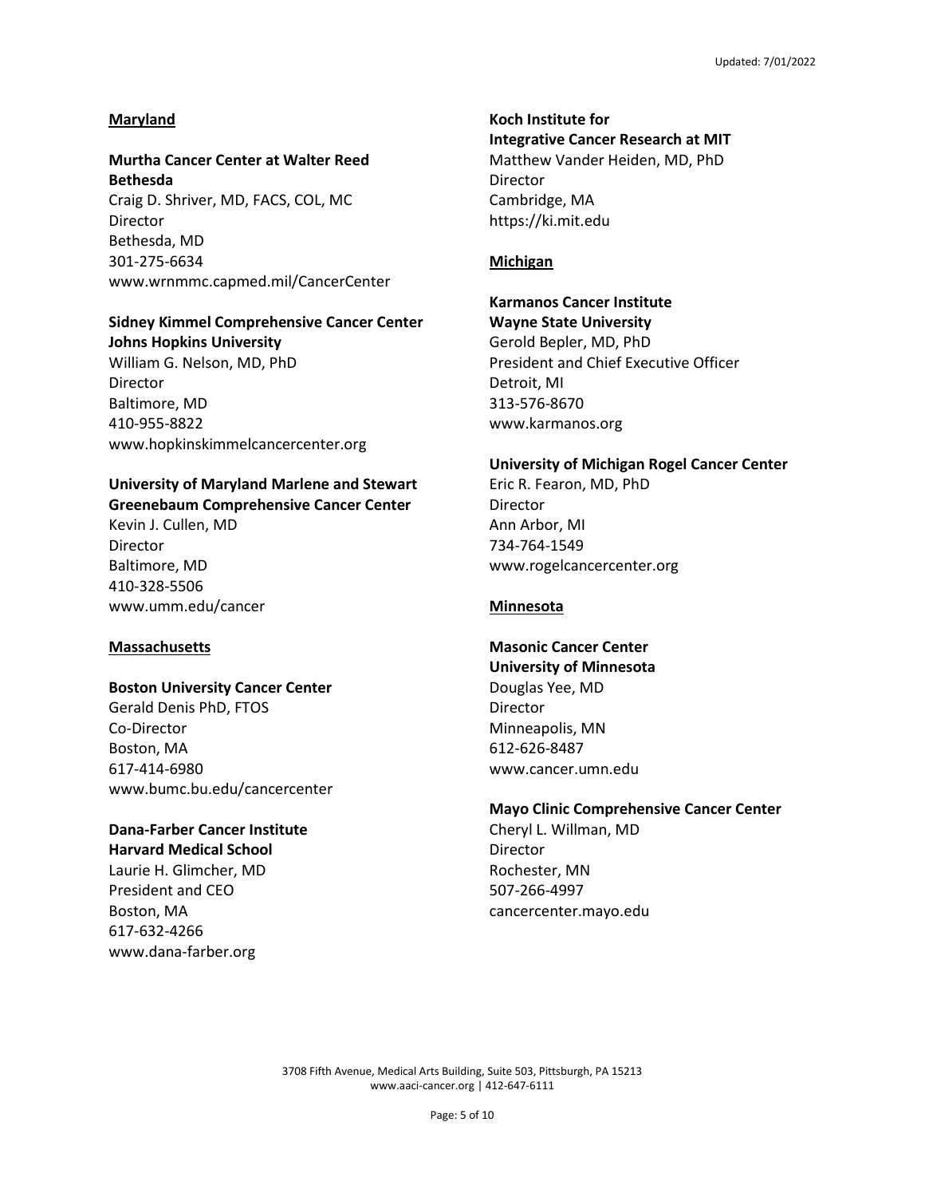## Maryland

**Murtha Cancer Center at Walter Reed Bethesda**
Craig D. Shriver, MD, FACS, COL, MC
Director
Bethesda, MD
301-275-6634
www.wrnmmc.capmed.mil/CancerCenter

**Sidney Kimmel Comprehensive Cancer Center Johns Hopkins University**
William G. Nelson, MD, PhD
Director
Baltimore, MD
410-955-8822
www.hopkinskimmelcancercenter.org

**University of Maryland Marlene and Stewart Greenebaum Comprehensive Cancer Center**
Kevin J. Cullen, MD
Director
Baltimore, MD
410-328-5506
www.umm.edu/cancer

## Massachusetts

**Boston University Cancer Center**
Gerald Denis PhD, FTOS
Co-Director
Boston, MA
617-414-6980
www.bumc.bu.edu/cancercenter

**Dana-Farber Cancer Institute Harvard Medical School**
Laurie H. Glimcher, MD
President and CEO
Boston, MA
617-632-4266
www.dana-farber.org

**Koch Institute for Integrative Cancer Research at MIT**
Matthew Vander Heiden, MD, PhD
Director
Cambridge, MA
https://ki.mit.edu

## Michigan

**Karmanos Cancer Institute Wayne State University**
Gerold Bepler, MD, PhD
President and Chief Executive Officer
Detroit, MI
313-576-8670
www.karmanos.org

**University of Michigan Rogel Cancer Center**
Eric R. Fearon, MD, PhD
Director
Ann Arbor, MI
734-764-1549
www.rogelcancercenter.org

## Minnesota

**Masonic Cancer Center University of Minnesota**
Douglas Yee, MD
Director
Minneapolis, MN
612-626-8487
www.cancer.umn.edu

**Mayo Clinic Comprehensive Cancer Center**
Cheryl L. Willman, MD
Director
Rochester, MN
507-266-4997
cancercenter.mayo.edu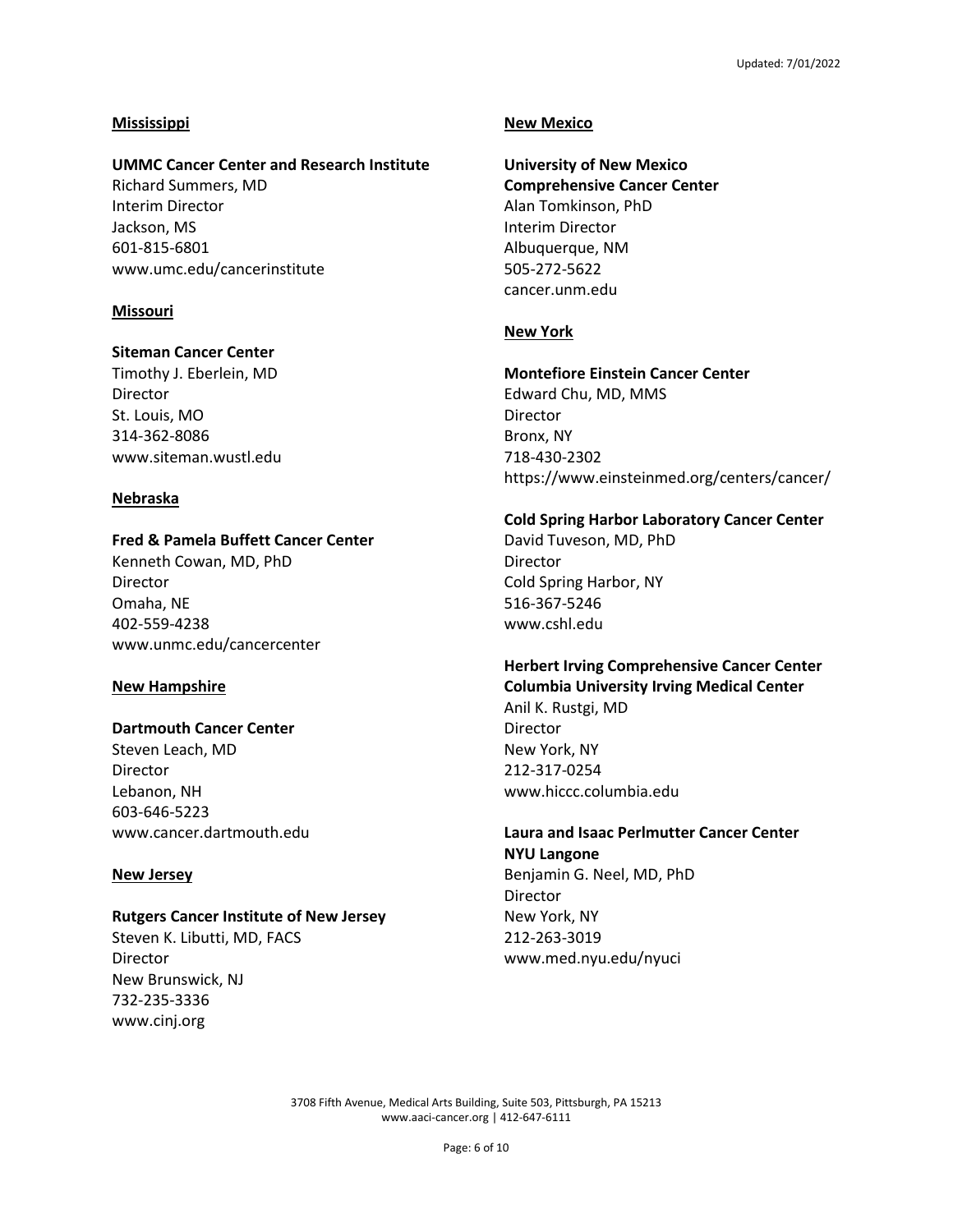## Mississippi

**UMMC Cancer Center and Research Institute**
Richard Summers, MD
Interim Director
Jackson, MS
601-815-6801
www.umc.edu/cancerinstitute

## Missouri

**Siteman Cancer Center**
Timothy J. Eberlein, MD
Director
St. Louis, MO
314-362-8086
www.siteman.wustl.edu

## Nebraska

**Fred & Pamela Buffett Cancer Center**
Kenneth Cowan, MD, PhD
Director
Omaha, NE
402-559-4238
www.unmc.edu/cancercenter

## New Hampshire

**Dartmouth Cancer Center**
Steven Leach, MD
Director
Lebanon, NH
603-646-5223
www.cancer.dartmouth.edu

## New Jersey

**Rutgers Cancer Institute of New Jersey**
Steven K. Libutti, MD, FACS
Director
New Brunswick, NJ
732-235-3336
www.cinj.org

## New Mexico

**University of New Mexico Comprehensive Cancer Center**
Alan Tomkinson, PhD
Interim Director
Albuquerque, NM
505-272-5622
cancer.unm.edu

## New York

**Montefiore Einstein Cancer Center**
Edward Chu, MD, MMS
Director
Bronx, NY
718-430-2302
https://www.einsteinmed.org/centers/cancer/

**Cold Spring Harbor Laboratory Cancer Center**
David Tuveson, MD, PhD
Director
Cold Spring Harbor, NY
516-367-5246
www.cshl.edu

**Herbert Irving Comprehensive Cancer Center Columbia University Irving Medical Center**
Anil K. Rustgi, MD
Director
New York, NY
212-317-0254
www.hiccc.columbia.edu

**Laura and Isaac Perlmutter Cancer Center NYU Langone**
Benjamin G. Neel, MD, PhD
Director
New York, NY
212-263-3019
www.med.nyu.edu/nyuci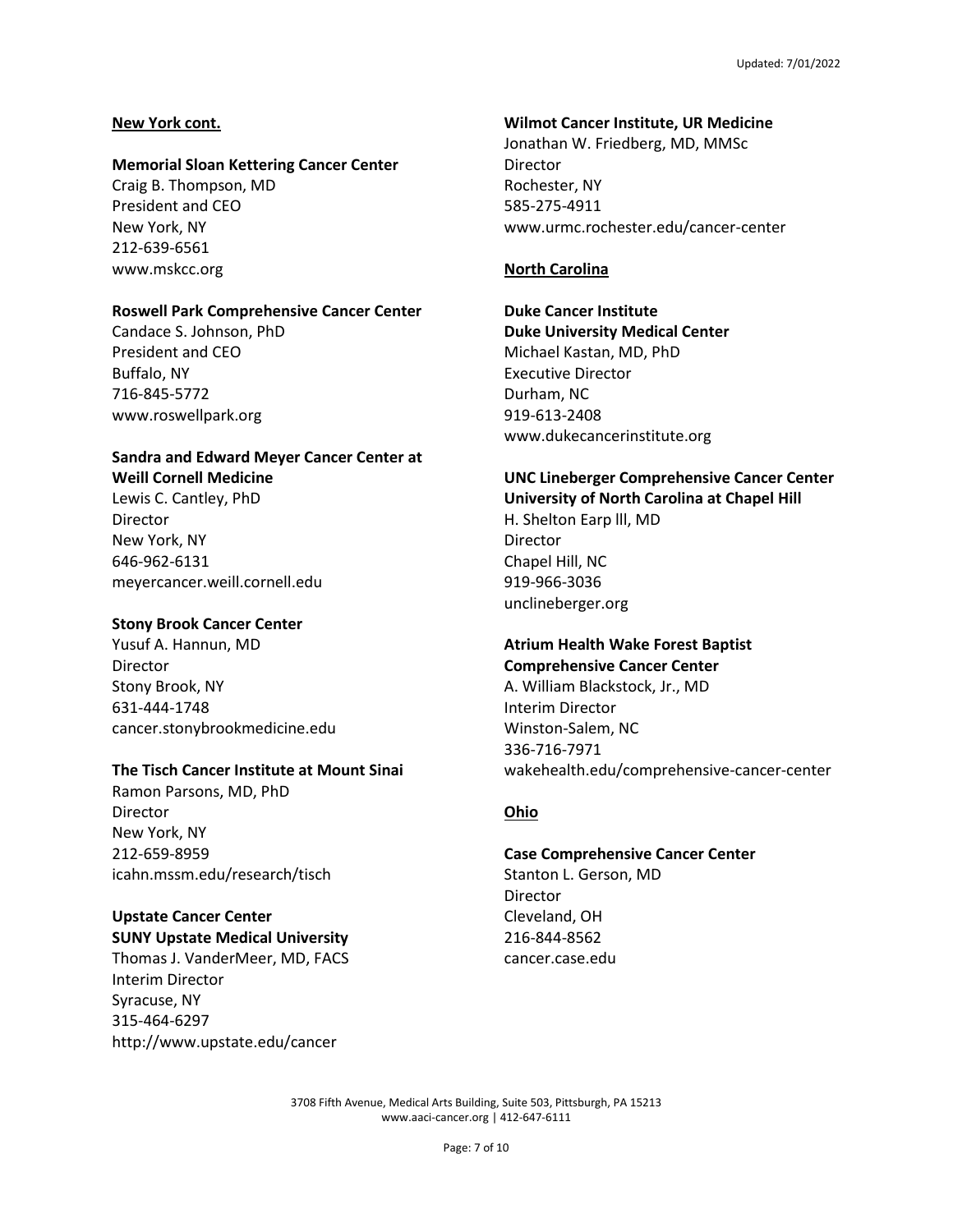**New York cont.**

**Memorial Sloan Kettering Cancer Center**
Craig B. Thompson, MD
President and CEO
New York, NY
212-639-6561
www.mskcc.org

**Roswell Park Comprehensive Cancer Center**
Candace S. Johnson, PhD
President and CEO
Buffalo, NY
716-845-5772
www.roswellpark.org

**Sandra and Edward Meyer Cancer Center at Weill Cornell Medicine**
Lewis C. Cantley, PhD
Director
New York, NY
646-962-6131
meyercancer.weill.cornell.edu

**Stony Brook Cancer Center**
Yusuf A. Hannun, MD
Director
Stony Brook, NY
631-444-1748
cancer.stonybrookmedicine.edu

**The Tisch Cancer Institute at Mount Sinai**
Ramon Parsons, MD, PhD
Director
New York, NY
212-659-8959
icahn.mssm.edu/research/tisch

**Upstate Cancer Center**
**SUNY Upstate Medical University**
Thomas J. VanderMeer, MD, FACS
Interim Director
Syracuse, NY
315-464-6297
http://www.upstate.edu/cancer

**Wilmot Cancer Institute, UR Medicine**
Jonathan W. Friedberg, MD, MMSc
Director
Rochester, NY
585-275-4911
www.urmc.rochester.edu/cancer-center

**North Carolina**

**Duke Cancer Institute**
**Duke University Medical Center**
Michael Kastan, MD, PhD
Executive Director
Durham, NC
919-613-2408
www.dukecancerinstitute.org

**UNC Lineberger Comprehensive Cancer Center**
**University of North Carolina at Chapel Hill**
H. Shelton Earp lll, MD
Director
Chapel Hill, NC
919-966-3036
unclineberger.org

**Atrium Health Wake Forest Baptist Comprehensive Cancer Center**
A. William Blackstock, Jr., MD
Interim Director
Winston-Salem, NC
336-716-7971
wakehealth.edu/comprehensive-cancer-center

**Ohio**

**Case Comprehensive Cancer Center**
Stanton L. Gerson, MD
Director
Cleveland, OH
216-844-8562
cancer.case.edu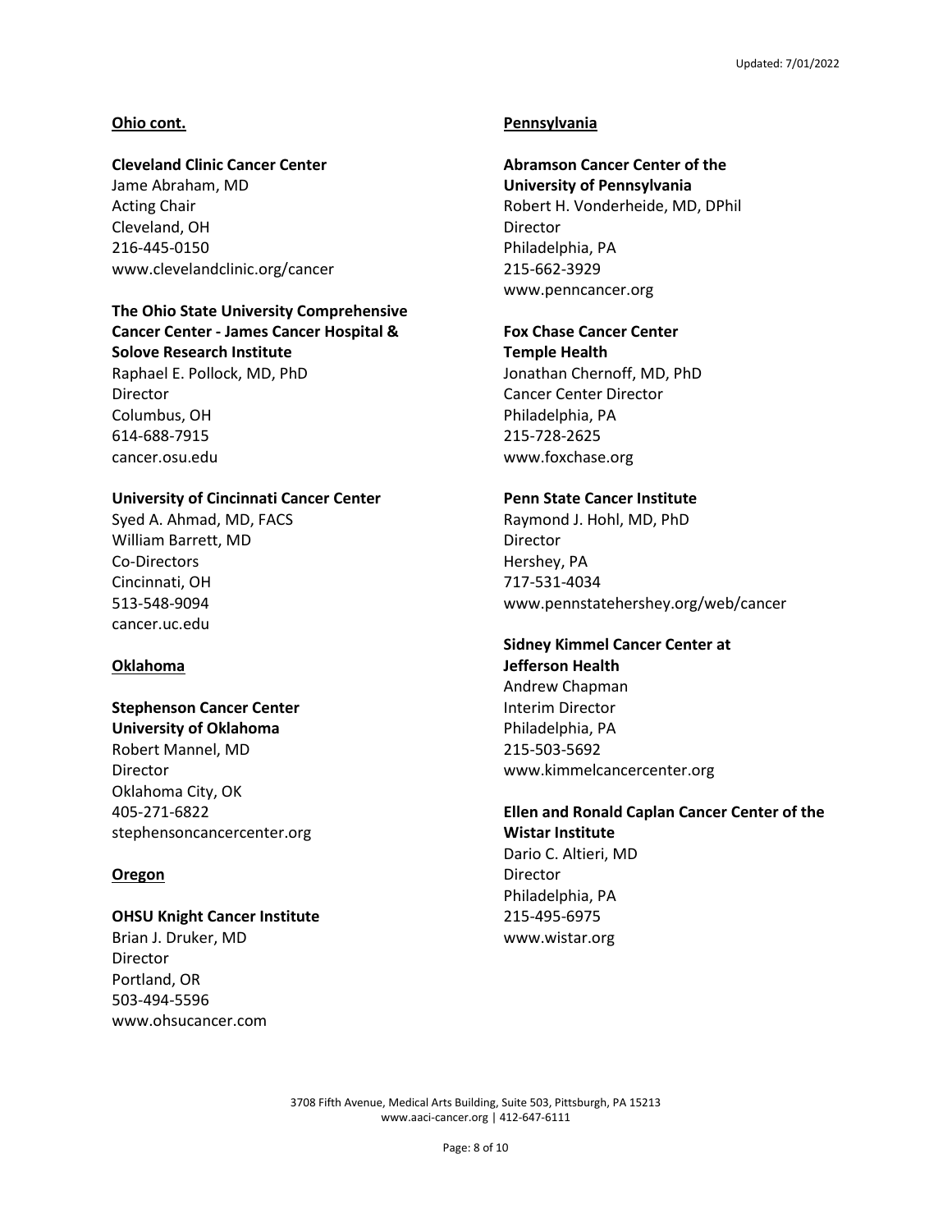## Ohio cont.

**Cleveland Clinic Cancer Center**
Jame Abraham, MD
Acting Chair
Cleveland, OH
216-445-0150
www.clevelandclinic.org/cancer

**The Ohio State University Comprehensive Cancer Center - James Cancer Hospital & Solove Research Institute**
Raphael E. Pollock, MD, PhD
Director
Columbus, OH
614-688-7915
cancer.osu.edu

**University of Cincinnati Cancer Center**
Syed A. Ahmad, MD, FACS
William Barrett, MD
Co-Directors
Cincinnati, OH
513-548-9094
cancer.uc.edu

## Oklahoma

**Stephenson Cancer Center University of Oklahoma**
Robert Mannel, MD
Director
Oklahoma City, OK
405-271-6822
stephensoncancercenter.org

## Oregon

**OHSU Knight Cancer Institute**
Brian J. Druker, MD
Director
Portland, OR
503-494-5596
www.ohsucancer.com

## Pennsylvania

**Abramson Cancer Center of the University of Pennsylvania**
Robert H. Vonderheide, MD, DPhil
Director
Philadelphia, PA
215-662-3929
www.penncancer.org

**Fox Chase Cancer Center Temple Health**
Jonathan Chernoff, MD, PhD
Cancer Center Director
Philadelphia, PA
215-728-2625
www.foxchase.org

**Penn State Cancer Institute**
Raymond J. Hohl, MD, PhD
Director
Hershey, PA
717-531-4034
www.pennstatehershey.org/web/cancer

**Sidney Kimmel Cancer Center at Jefferson Health**
Andrew Chapman
Interim Director
Philadelphia, PA
215-503-5692
www.kimmelcancercenter.org

**Ellen and Ronald Caplan Cancer Center of the Wistar Institute**
Dario C. Altieri, MD
Director
Philadelphia, PA
215-495-6975
www.wistar.org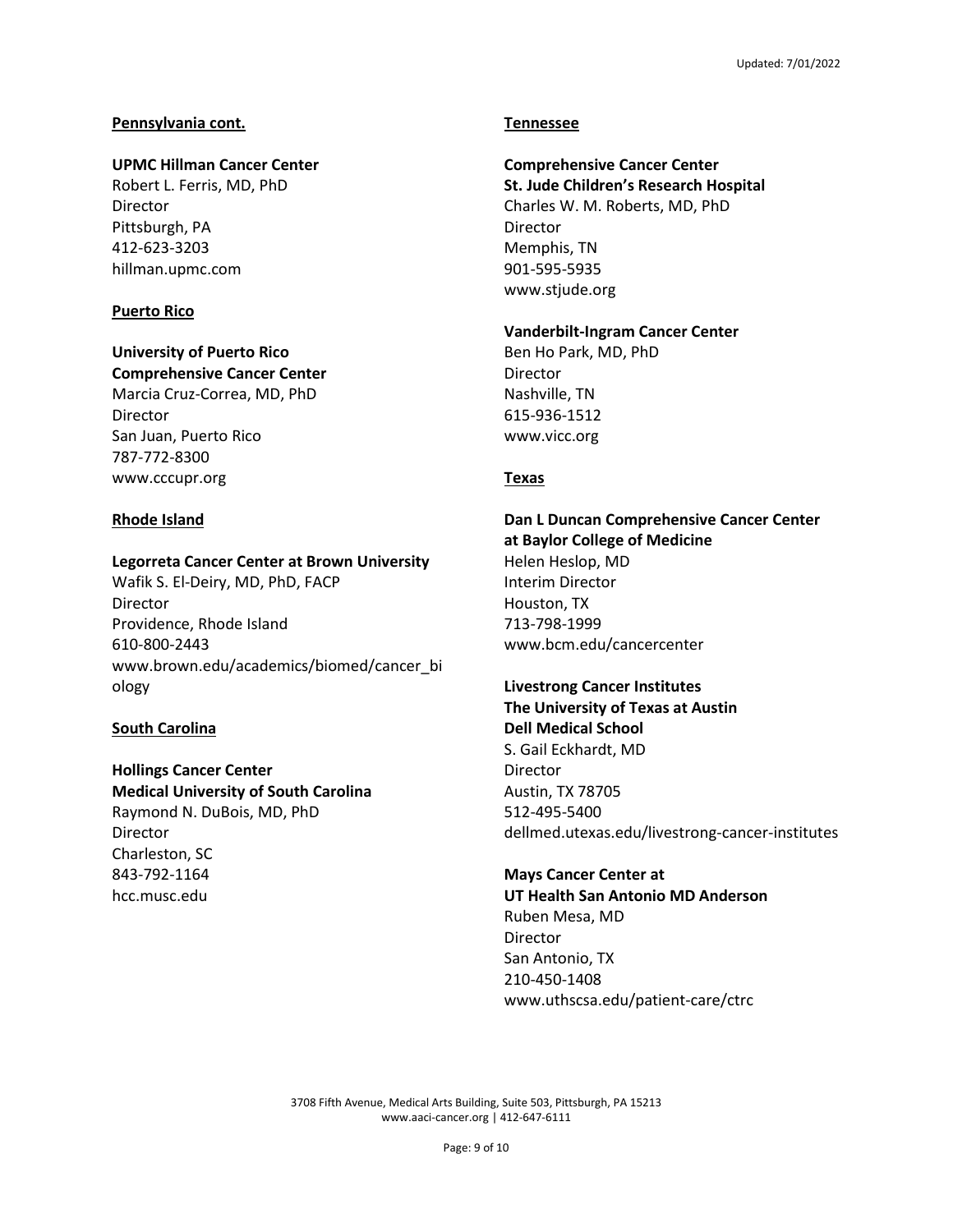**Pennsylvania cont.**

**UPMC Hillman Cancer Center**
Robert L. Ferris, MD, PhD
Director
Pittsburgh, PA
412-623-3203
hillman.upmc.com

**Puerto Rico**

**University of Puerto Rico**
**Comprehensive Cancer Center**
Marcia Cruz-Correa, MD, PhD
Director
San Juan, Puerto Rico
787-772-8300
www.cccupr.org

**Rhode Island**

**Legorreta Cancer Center at Brown University**
Wafik S. El-Deiry, MD, PhD, FACP
Director
Providence, Rhode Island
610-800-2443
www.brown.edu/academics/biomed/cancer_biology

**South Carolina**

**Hollings Cancer Center**
**Medical University of South Carolina**
Raymond N. DuBois, MD, PhD
Director
Charleston, SC
843-792-1164
hcc.musc.edu

**Tennessee**

**Comprehensive Cancer Center**
**St. Jude Children's Research Hospital**
Charles W. M. Roberts, MD, PhD
Director
Memphis, TN
901-595-5935
www.stjude.org

**Vanderbilt-Ingram Cancer Center**
Ben Ho Park, MD, PhD
Director
Nashville, TN
615-936-1512
www.vicc.org

**Texas**

**Dan L Duncan Comprehensive Cancer Center**
**at Baylor College of Medicine**
Helen Heslop, MD
Interim Director
Houston, TX
713-798-1999
www.bcm.edu/cancercenter

**Livestrong Cancer Institutes**
**The University of Texas at Austin**
**Dell Medical School**
S. Gail Eckhardt, MD
Director
Austin, TX 78705
512-495-5400
dellmed.utexas.edu/livestrong-cancer-institutes

**Mays Cancer Center at**
**UT Health San Antonio MD Anderson**
Ruben Mesa, MD
Director
San Antonio, TX
210-450-1408
www.uthscsa.edu/patient-care/ctrc

3708 Fifth Avenue, Medical Arts Building, Suite 503, Pittsburgh, PA 15213
www.aaci-cancer.org | 412-647-6111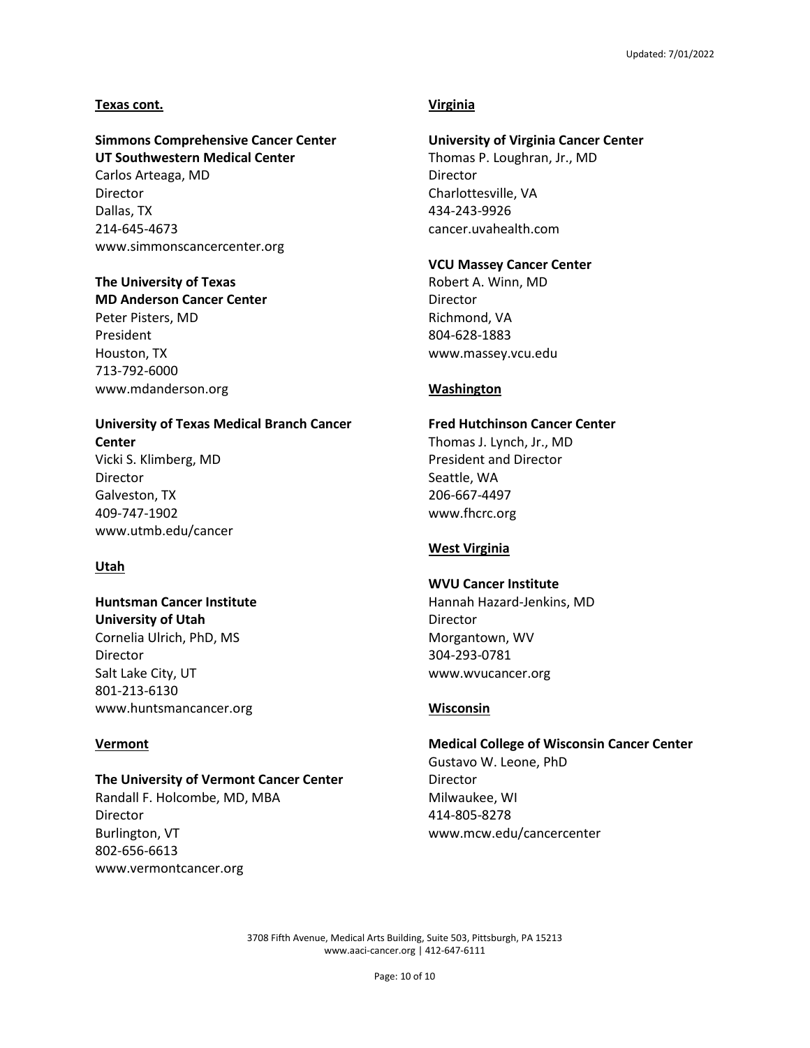## Texas cont.

**Simmons Comprehensive Cancer Center**
**UT Southwestern Medical Center**
Carlos Arteaga, MD
Director
Dallas, TX
214-645-4673
www.simmonscancercenter.org

**The University of Texas**
**MD Anderson Cancer Center**
Peter Pisters, MD
President
Houston, TX
713-792-6000
www.mdanderson.org

**University of Texas Medical Branch Cancer Center**
Vicki S. Klimberg, MD
Director
Galveston, TX
409-747-1902
www.utmb.edu/cancer

## Utah

**Huntsman Cancer Institute**
**University of Utah**
Cornelia Ulrich, PhD, MS
Director
Salt Lake City, UT
801-213-6130
www.huntsmancancer.org

## Vermont

**The University of Vermont Cancer Center**
Randall F. Holcombe, MD, MBA
Director
Burlington, VT
802-656-6613
www.vermontcancer.org

## Virginia

**University of Virginia Cancer Center**
Thomas P. Loughran, Jr., MD
Director
Charlottesville, VA
434-243-9926
cancer.uvahealth.com

**VCU Massey Cancer Center**
Robert A. Winn, MD
Director
Richmond, VA
804-628-1883
www.massey.vcu.edu

## Washington

**Fred Hutchinson Cancer Center**
Thomas J. Lynch, Jr., MD
President and Director
Seattle, WA
206-667-4497
www.fhcrc.org

## West Virginia

**WVU Cancer Institute**
Hannah Hazard-Jenkins, MD
Director
Morgantown, WV
304-293-0781
www.wvucancer.org

## Wisconsin

**Medical College of Wisconsin Cancer Center**
Gustavo W. Leone, PhD
Director
Milwaukee, WI
414-805-8278
www.mcw.edu/cancercenter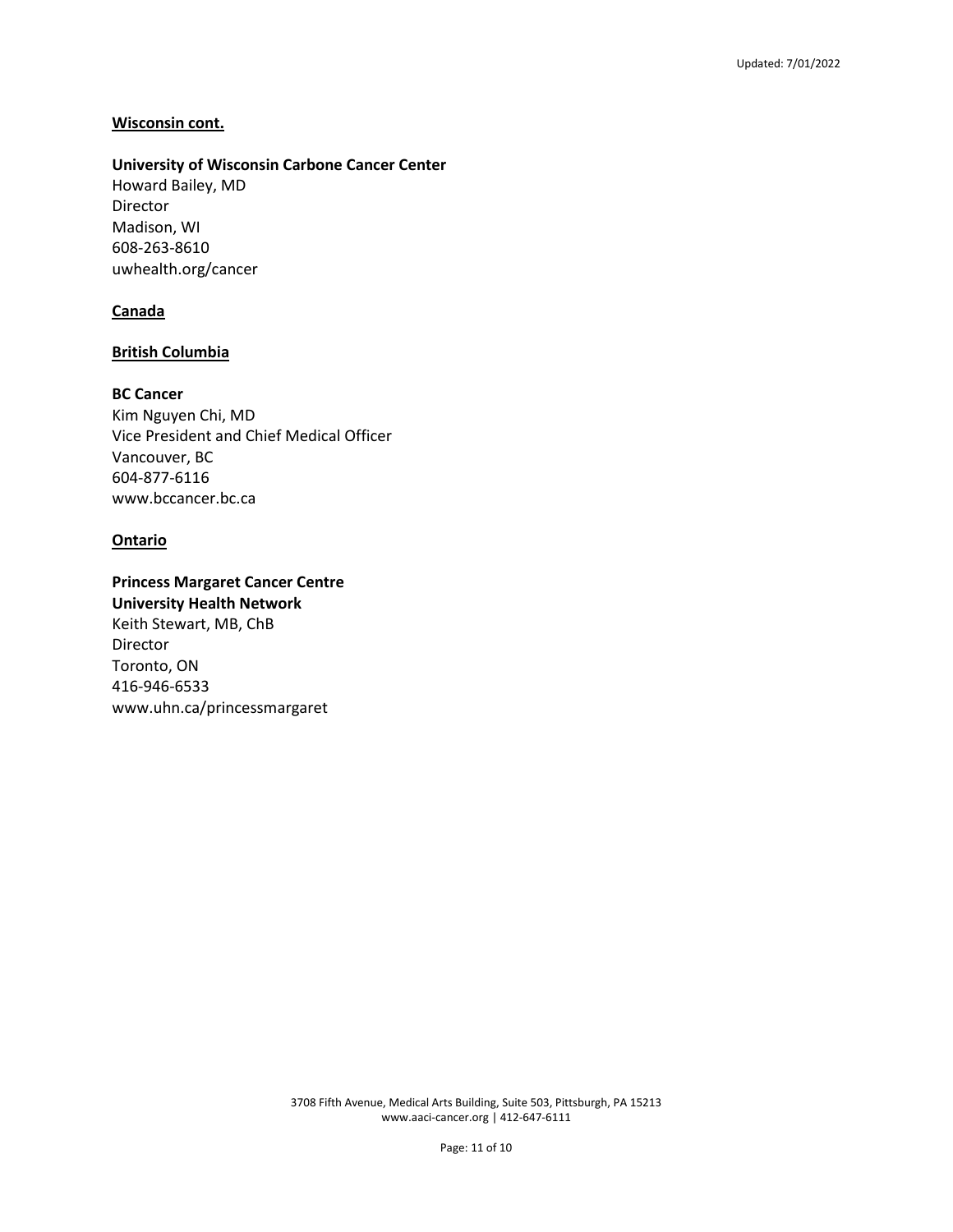**Wisconsin cont.**

**University of Wisconsin Carbone Cancer Center**
Howard Bailey, MD
Director
Madison, WI
608-263-8610
uwhealth.org/cancer

**Canada**

**British Columbia**

**BC Cancer**
Kim Nguyen Chi, MD
Vice President and Chief Medical Officer
Vancouver, BC
604-877-6116
www.bccancer.bc.ca

**Ontario**

**Princess Margaret Cancer Centre**
**University Health Network**
Keith Stewart, MB, ChB
Director
Toronto, ON
416-946-6533
www.uhn.ca/princessmargaret